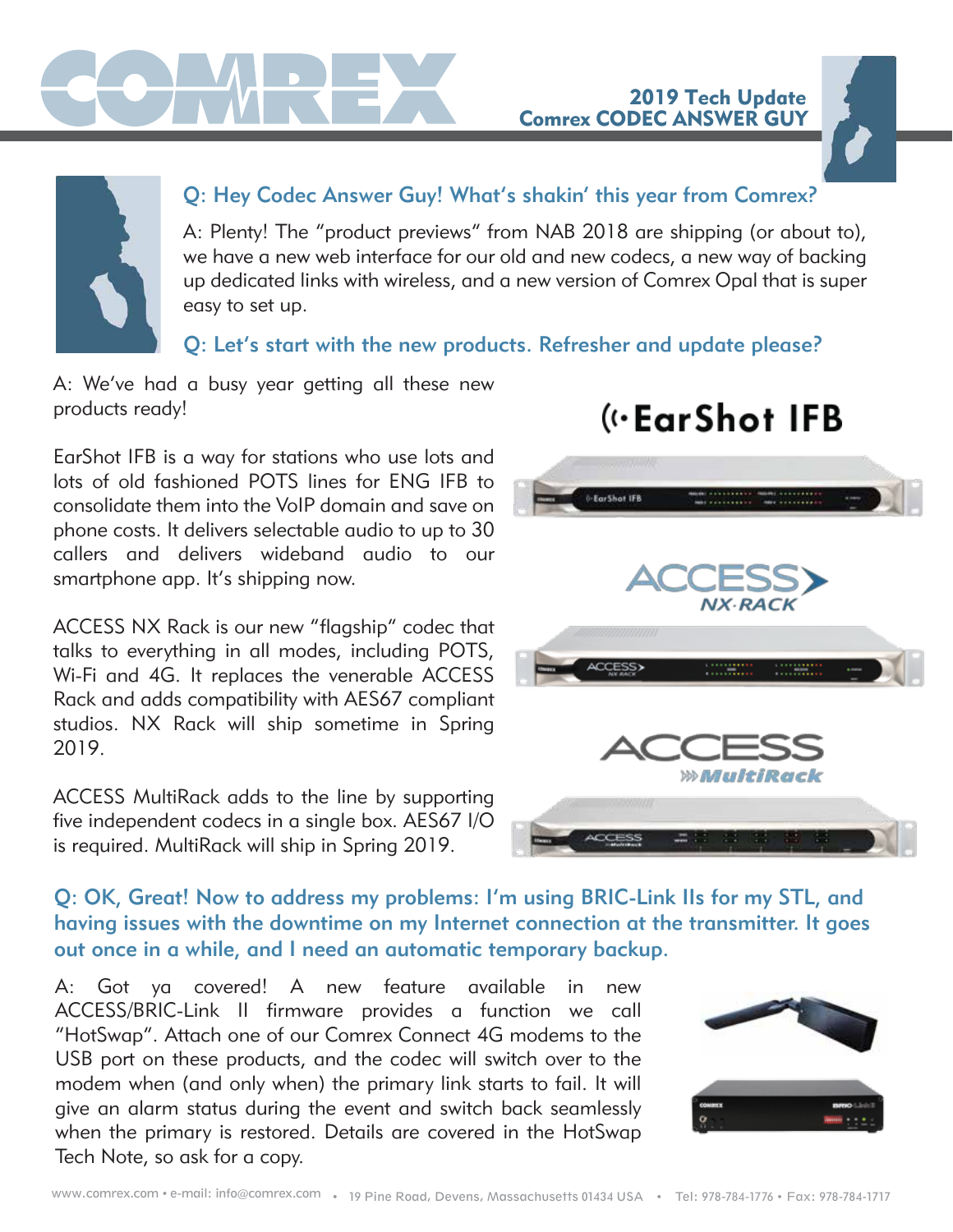# COMREX

**2019 Tech Update**
**Comrex CODEC ANSWER GUY**

### Q: Hey Codec Answer Guy! What's shakin' this year from Comrex?

A: Plenty! The "product previews" from NAB 2018 are shipping (or about to), we have a new web interface for our old and new codecs, a new way of backing up dedicated links with wireless, and a new version of Comrex Opal that is super easy to set up.

### Q: Let's start with the new products. Refresher and update please?

A: We've had a busy year getting all these new products ready!

EarShot IFB is a way for stations who use lots and lots of old fashioned POTS lines for ENG IFB to consolidate them into the VoIP domain and save on phone costs. It delivers selectable audio to up to 30 callers and delivers wideband audio to our smartphone app. It's shipping now.

ACCESS NX Rack is our new "flagship" codec that talks to everything in all modes, including POTS, Wi-Fi and 4G. It replaces the venerable ACCESS Rack and adds compatibility with AES67 compliant studios. NX Rack will ship sometime in Spring 2019.

ACCESS MultiRack adds to the line by supporting five independent codecs in a single box. AES67 I/O is required. MultiRack will ship in Spring 2019.

### Q: OK, Great! Now to address my problems: I'm using BRIC-Link IIs for my STL, and having issues with the downtime on my Internet connection at the transmitter. It goes out once in a while, and I need an automatic temporary backup.

A: Got ya covered! A new feature available in new ACCESS/BRIC-Link II firmware provides a function we call "HotSwap". Attach one of our Comrex Connect 4G modems to the USB port on these products, and the codec will switch over to the modem when (and only when) the primary link starts to fail. It will give an alarm status during the event and switch back seamlessly when the primary is restored. Details are covered in the HotSwap Tech Note, so ask for a copy.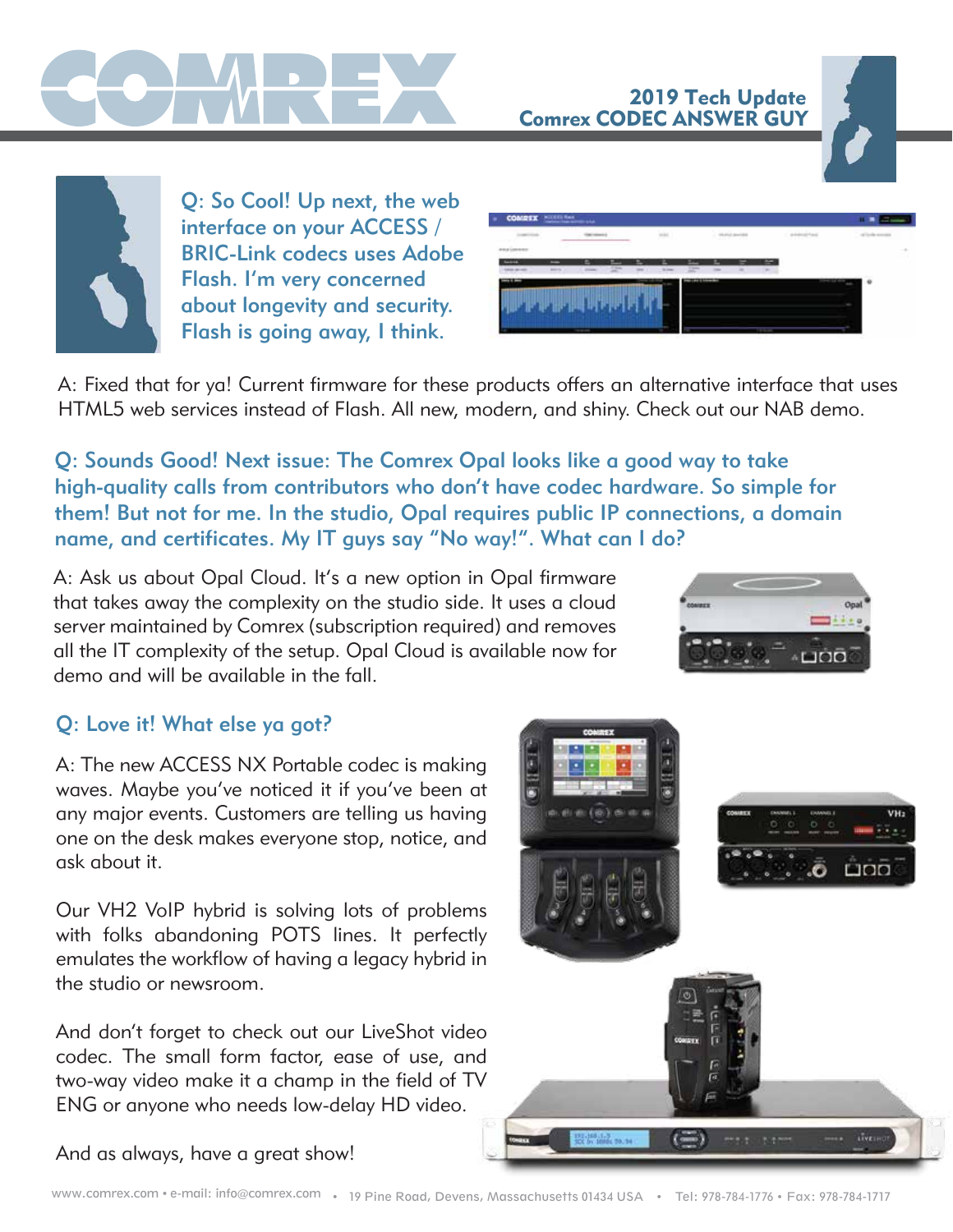# COMREX

## 2019 Tech Update
## Comrex CODEC ANSWER GUY

**Q: So Cool! Up next, the web interface on your ACCESS / BRIC-Link codecs uses Adobe Flash. I'm very concerned about longevity and security. Flash is going away, I think.**

A: Fixed that for ya! Current firmware for these products offers an alternative interface that uses HTML5 web services instead of Flash. All new, modern, and shiny. Check out our NAB demo.

**Q: Sounds Good! Next issue: The Comrex Opal looks like a good way to take high-quality calls from contributors who don't have codec hardware. So simple for them! But not for me. In the studio, Opal requires public IP connections, a domain name, and certificates. My IT guys say "No way!". What can I do?**

A: Ask us about Opal Cloud. It's a new option in Opal firmware that takes away the complexity on the studio side. It uses a cloud server maintained by Comrex (subscription required) and removes all the IT complexity of the setup. Opal Cloud is available now for demo and will be available in the fall.

**Q: Love it! What else ya got?**

A: The new ACCESS NX Portable codec is making waves. Maybe you've noticed it if you've been at any major events. Customers are telling us having one on the desk makes everyone stop, notice, and ask about it.

Our VH2 VoIP hybrid is solving lots of problems with folks abandoning POTS lines. It perfectly emulates the workflow of having a legacy hybrid in the studio or newsroom.

And don't forget to check out our LiveShot video codec. The small form factor, ease of use, and two-way video make it a champ in the field of TV ENG or anyone who needs low-delay HD video.

And as always, have a great show!

www.comrex.com • e-mail: info@comrex.com • 19 Pine Road, Devens, Massachusetts 01434 USA • Tel: 978-784-1776 • Fax: 978-784-1717